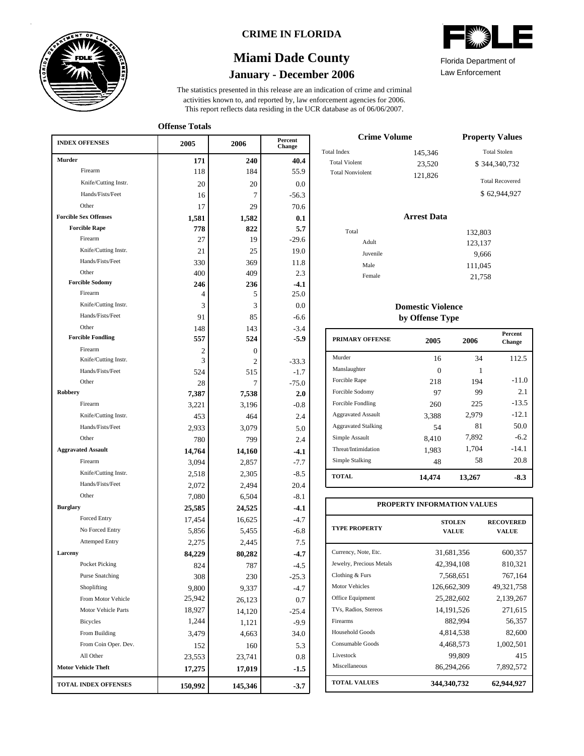# CRIME IN FLORIDA

## Miami Dade County

### January - December 2006

Florida Department of Law Enforcement

The statistics presented in this release are an indication of crime and criminal activities known to, and reported by, law enforcement agencies for 2006. This report reflects data residing in the UCR database as of 06/06/2007.

**Offense Totals**

| INDEX OFFENSES | 2005 | 2006 | Percent Change |
|---|---|---|---|
| **Murder** | **171** | **240** | **40.4** |
| Firearm | 118 | 184 | 55.9 |
| Knife/Cutting Instr. | 20 | 20 | 0.0 |
| Hands/Fists/Feet | 16 | 7 | -56.3 |
| Other | 17 | 29 | 70.6 |
| **Forcible Sex Offenses** | **1,581** | **1,582** | **0.1** |
| **Forcible Rape** | **778** | **822** | **5.7** |
| Firearm | 27 | 19 | -29.6 |
| Knife/Cutting Instr. | 21 | 25 | 19.0 |
| Hands/Fists/Feet | 330 | 369 | 11.8 |
| Other | 400 | 409 | 2.3 |
| **Forcible Sodomy** | **246** | **236** | **-4.1** |
| Firearm | 4 | 5 | 25.0 |
| Knife/Cutting Instr. | 3 | 3 | 0.0 |
| Hands/Fists/Feet | 91 | 85 | -6.6 |
| Other | 148 | 143 | -3.4 |
| **Forcible Fondling** | **557** | **524** | **-5.9** |
| Firearm | 2 | 0 | |
| Knife/Cutting Instr. | 3 | 2 | -33.3 |
| Hands/Fists/Feet | 524 | 515 | -1.7 |
| Other | 28 | 7 | -75.0 |
| **Robbery** | **7,387** | **7,538** | **2.0** |
| Firearm | 3,221 | 3,196 | -0.8 |
| Knife/Cutting Instr. | 453 | 464 | 2.4 |
| Hands/Fists/Feet | 2,933 | 3,079 | 5.0 |
| Other | 780 | 799 | 2.4 |
| **Aggravated Assault** | **14,764** | **14,160** | **-4.1** |
| Firearm | 3,094 | 2,857 | -7.7 |
| Knife/Cutting Instr. | 2,518 | 2,305 | -8.5 |
| Hands/Fists/Feet | 2,072 | 2,494 | 20.4 |
| Other | 7,080 | 6,504 | -8.1 |
| **Burglary** | **25,585** | **24,525** | **-4.1** |
| Forced Entry | 17,454 | 16,625 | -4.7 |
| No Forced Entry | 5,856 | 5,455 | -6.8 |
| Attemped Entry | 2,275 | 2,445 | 7.5 |
| **Larceny** | **84,229** | **80,282** | **-4.7** |
| Pocket Picking | 824 | 787 | -4.5 |
| Purse Snatching | 308 | 230 | -25.3 |
| Shoplifting | 9,800 | 9,337 | -4.7 |
| From Motor Vehicle | 25,942 | 26,123 | 0.7 |
| Motor Vehicle Parts | 18,927 | 14,120 | -25.4 |
| Bicycles | 1,244 | 1,121 | -9.9 |
| From Building | 3,479 | 4,663 | 34.0 |
| From Coin Oper. Dev. | 152 | 160 | 5.3 |
| All Other | 23,553 | 23,741 | 0.8 |
| **Motor Vehicle Theft** | **17,275** | **17,019** | **-1.5** |
| **TOTAL INDEX OFFENSES** | **150,992** | **145,346** | **-3.7** |

**Crime Volume**

| | |
|---|---|
| Total Index | 145,346 |
| Total Violent | 23,520 |
| Total Nonviolent | 121,826 |

**Property Values**

| | |
|---|---|
| Total Stolen | $ 344,340,732 |
| Total Recovered | $ 62,944,927 |

**Arrest Data**

| | |
|---|---|
| Total | 132,803 |
| Adult | 123,137 |
| Juvenile | 9,666 |
| Male | 111,045 |
| Female | 21,758 |

**Domestic Violence by Offense Type**

| PRIMARY OFFENSE | 2005 | 2006 | Percent Change |
|---|---|---|---|
| Murder | 16 | 34 | 112.5 |
| Manslaughter | 0 | 1 | |
| Forcible Rape | 218 | 194 | -11.0 |
| Forcible Sodomy | 97 | 99 | 2.1 |
| Forcible Fondling | 260 | 225 | -13.5 |
| Aggravated Assault | 3,388 | 2,979 | -12.1 |
| Aggravated Stalking | 54 | 81 | 50.0 |
| Simple Assault | 8,410 | 7,892 | -6.2 |
| Threat/Intimidation | 1,983 | 1,704 | -14.1 |
| Simple Stalking | 48 | 58 | 20.8 |
| **TOTAL** | **14,474** | **13,267** | **-8.3** |

**PROPERTY INFORMATION VALUES**

| TYPE PROPERTY | STOLEN VALUE | RECOVERED VALUE |
|---|---|---|
| Currency, Note, Etc. | 31,681,356 | 600,357 |
| Jewelry, Precious Metals | 42,394,108 | 810,321 |
| Clothing & Furs | 7,568,651 | 767,164 |
| Motor Vehicles | 126,662,309 | 49,321,758 |
| Office Equipment | 25,282,602 | 2,139,267 |
| TVs, Radios, Stereos | 14,191,526 | 271,615 |
| Firearms | 882,994 | 56,357 |
| Household Goods | 4,814,538 | 82,600 |
| Consumable Goods | 4,468,573 | 1,002,501 |
| Livestock | 99,809 | 415 |
| Miscellaneous | 86,294,266 | 7,892,572 |
| **TOTAL VALUES** | **344,340,732** | **62,944,927** |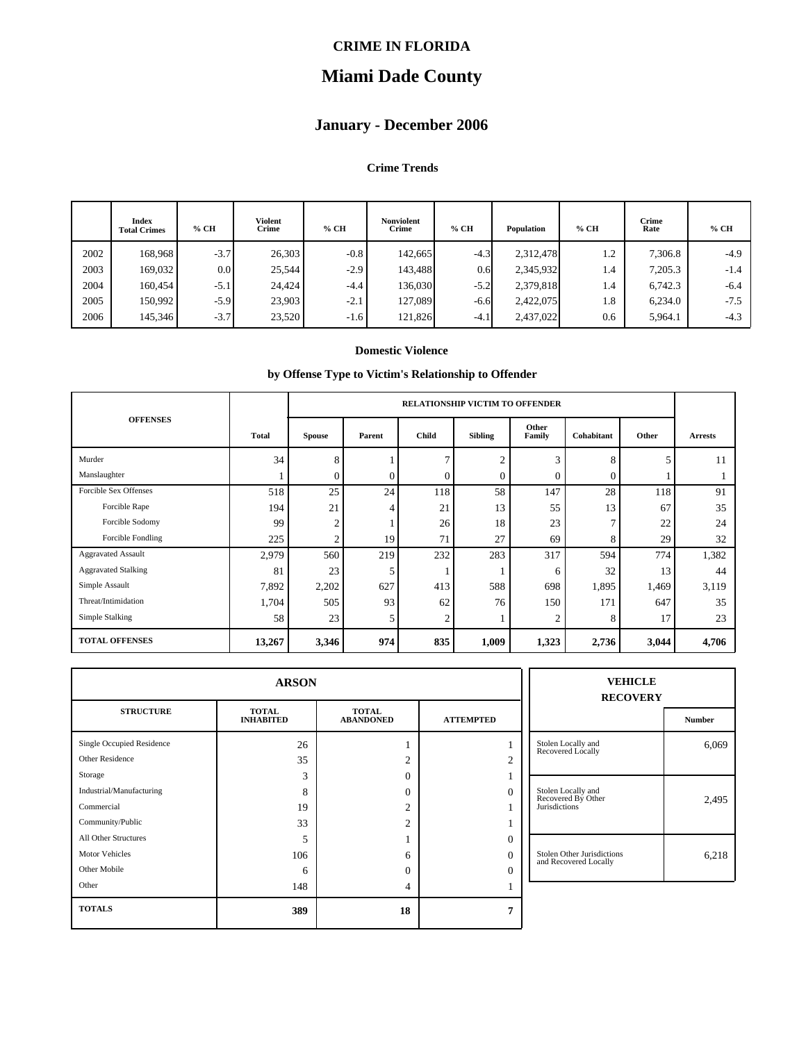**CRIME IN FLORIDA**

# Miami Dade County

## January - December 2006

### Crime Trends

| | Index Total Crimes | % CH | Violent Crime | % CH | Nonviolent Crime | % CH | Population | % CH | Crime Rate | % CH |
|---|---|---|---|---|---|---|---|---|---|---|
| 2002 | 168,968 | -3.7 | 26,303 | -0.8 | 142,665 | -4.3 | 2,312,478 | 1.2 | 7,306.8 | -4.9 |
| 2003 | 169,032 | 0.0 | 25,544 | -2.9 | 143,488 | 0.6 | 2,345,932 | 1.4 | 7,205.3 | -1.4 |
| 2004 | 160,454 | -5.1 | 24,424 | -4.4 | 136,030 | -5.2 | 2,379,818 | 1.4 | 6,742.3 | -6.4 |
| 2005 | 150,992 | -5.9 | 23,903 | -2.1 | 127,089 | -6.6 | 2,422,075 | 1.8 | 6,234.0 | -7.5 |
| 2006 | 145,346 | -3.7 | 23,520 | -1.6 | 121,826 | -4.1 | 2,437,022 | 0.6 | 5,964.1 | -4.3 |

### Domestic Violence

### by Offense Type to Victim's Relationship to Offender

| OFFENSES | Total | RELATIONSHIP VICTIM TO OFFENDER | | | | | | | Arrests |
|---|---|---|---|---|---|---|---|---|---|
| | | Spouse | Parent | Child | Sibling | Other Family | Cohabitant | Other | |
| Murder | 34 | 8 | 1 | 7 | 2 | 3 | 8 | 5 | 11 |
| Manslaughter | 1 | 0 | 0 | 0 | 0 | 0 | 0 | 1 | 1 |
| Forcible Sex Offenses | 518 | 25 | 24 | 118 | 58 | 147 | 28 | 118 | 91 |
| Forcible Rape | 194 | 21 | 4 | 21 | 13 | 55 | 13 | 67 | 35 |
| Forcible Sodomy | 99 | 2 | 1 | 26 | 18 | 23 | 7 | 22 | 24 |
| Forcible Fondling | 225 | 2 | 19 | 71 | 27 | 69 | 8 | 29 | 32 |
| Aggravated Assault | 2,979 | 560 | 219 | 232 | 283 | 317 | 594 | 774 | 1,382 |
| Aggravated Stalking | 81 | 23 | 5 | 1 | 1 | 6 | 32 | 13 | 44 |
| Simple Assault | 7,892 | 2,202 | 627 | 413 | 588 | 698 | 1,895 | 1,469 | 3,119 |
| Threat/Intimidation | 1,704 | 505 | 93 | 62 | 76 | 150 | 171 | 647 | 35 |
| Simple Stalking | 58 | 23 | 5 | 2 | 1 | 2 | 8 | 17 | 23 |
| **TOTAL OFFENSES** | **13,267** | **3,346** | **974** | **835** | **1,009** | **1,323** | **2,736** | **3,044** | **4,706** |

### ARSON

| STRUCTURE | TOTAL INHABITED | TOTAL ABANDONED | ATTEMPTED |
|---|---|---|---|
| Single Occupied Residence | 26 | 1 | 1 |
| Other Residence | 35 | 2 | 2 |
| Storage | 3 | 0 | 1 |
| Industrial/Manufacturing | 8 | 0 | 0 |
| Commercial | 19 | 2 | 1 |
| Community/Public | 33 | 2 | 1 |
| All Other Structures | 5 | 1 | 0 |
| Motor Vehicles | 106 | 6 | 0 |
| Other Mobile | 6 | 0 | 0 |
| Other | 148 | 4 | 1 |
| **TOTALS** | **389** | **18** | **7** |

### VEHICLE RECOVERY

| | Number |
|---|---|
| Stolen Locally and Recovered Locally | 6,069 |
| Stolen Locally and Recovered By Other Jurisdictions | 2,495 |
| Stolen Other Jurisdictions and Recovered Locally | 6,218 |